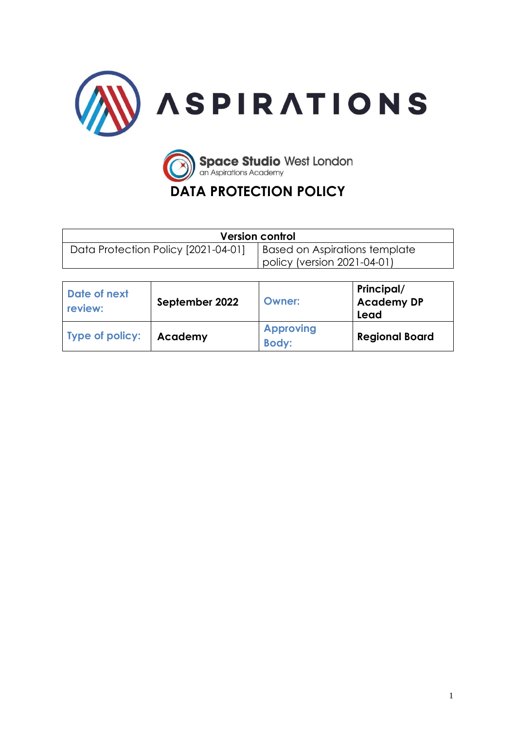ASPIRATIONS

Space Studio West London
an Aspirations Academy

# DATA PROTECTION POLICY

| Version control | |
|---|---|
| Data Protection Policy [2021-04-01] | Based on Aspirations template policy (version 2021-04-01) |

| Date of next review: | September 2022 | Owner: | Principal/ Academy DP Lead |
|---|---|---|---|
| Type of policy: | Academy | Approving Body: | Regional Board |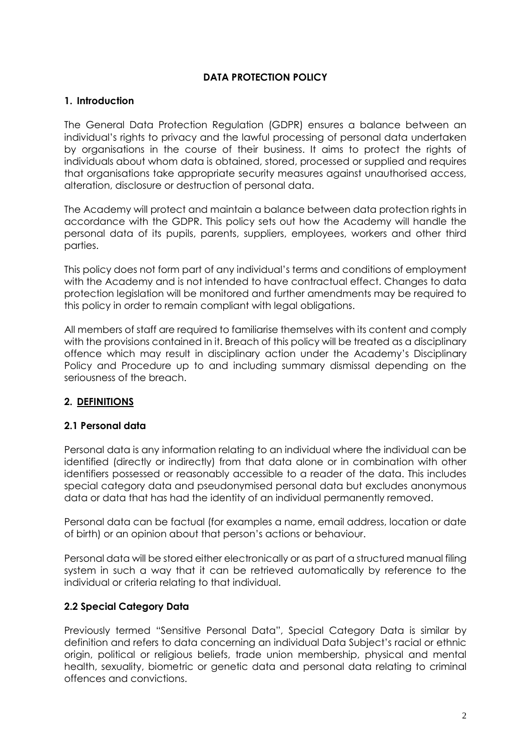# DATA PROTECTION POLICY

## 1. Introduction

The General Data Protection Regulation (GDPR) ensures a balance between an individual's rights to privacy and the lawful processing of personal data undertaken by organisations in the course of their business. It aims to protect the rights of individuals about whom data is obtained, stored, processed or supplied and requires that organisations take appropriate security measures against unauthorised access, alteration, disclosure or destruction of personal data.

The Academy will protect and maintain a balance between data protection rights in accordance with the GDPR. This policy sets out how the Academy will handle the personal data of its pupils, parents, suppliers, employees, workers and other third parties.

This policy does not form part of any individual's terms and conditions of employment with the Academy and is not intended to have contractual effect. Changes to data protection legislation will be monitored and further amendments may be required to this policy in order to remain compliant with legal obligations.

All members of staff are required to familiarise themselves with its content and comply with the provisions contained in it. Breach of this policy will be treated as a disciplinary offence which may result in disciplinary action under the Academy's Disciplinary Policy and Procedure up to and including summary dismissal depending on the seriousness of the breach.

## 2. DEFINITIONS

### 2.1 Personal data

Personal data is any information relating to an individual where the individual can be identified (directly or indirectly) from that data alone or in combination with other identifiers possessed or reasonably accessible to a reader of the data. This includes special category data and pseudonymised personal data but excludes anonymous data or data that has had the identity of an individual permanently removed.

Personal data can be factual (for examples a name, email address, location or date of birth) or an opinion about that person's actions or behaviour.

Personal data will be stored either electronically or as part of a structured manual filing system in such a way that it can be retrieved automatically by reference to the individual or criteria relating to that individual.

### 2.2 Special Category Data

Previously termed "Sensitive Personal Data", Special Category Data is similar by definition and refers to data concerning an individual Data Subject's racial or ethnic origin, political or religious beliefs, trade union membership, physical and mental health, sexuality, biometric or genetic data and personal data relating to criminal offences and convictions.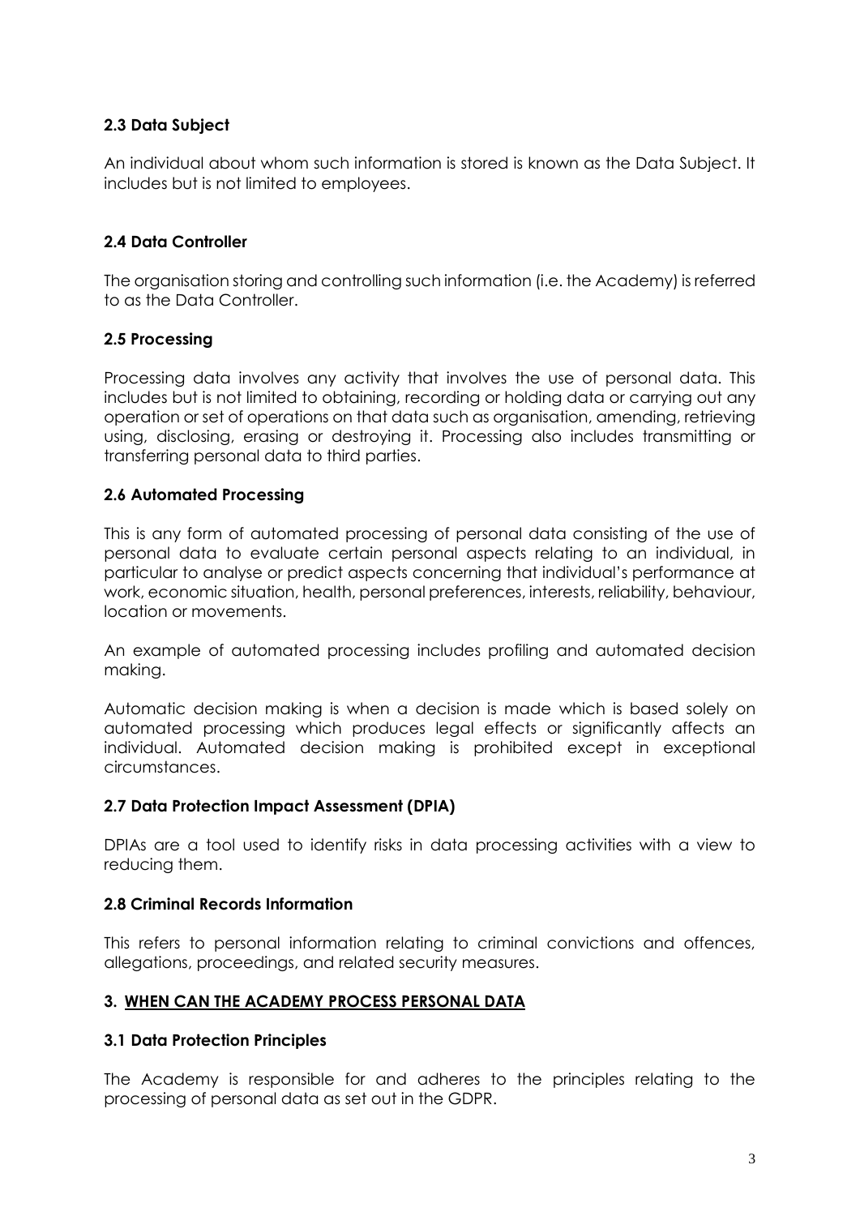### 2.3 Data Subject

An individual about whom such information is stored is known as the Data Subject. It includes but is not limited to employees.

### 2.4 Data Controller

The organisation storing and controlling such information (i.e. the Academy) is referred to as the Data Controller.

### 2.5 Processing

Processing data involves any activity that involves the use of personal data. This includes but is not limited to obtaining, recording or holding data or carrying out any operation or set of operations on that data such as organisation, amending, retrieving using, disclosing, erasing or destroying it. Processing also includes transmitting or transferring personal data to third parties.

### 2.6 Automated Processing

This is any form of automated processing of personal data consisting of the use of personal data to evaluate certain personal aspects relating to an individual, in particular to analyse or predict aspects concerning that individual's performance at work, economic situation, health, personal preferences, interests, reliability, behaviour, location or movements.

An example of automated processing includes profiling and automated decision making.

Automatic decision making is when a decision is made which is based solely on automated processing which produces legal effects or significantly affects an individual. Automated decision making is prohibited except in exceptional circumstances.

### 2.7 Data Protection Impact Assessment (DPIA)

DPIAs are a tool used to identify risks in data processing activities with a view to reducing them.

### 2.8 Criminal Records Information

This refers to personal information relating to criminal convictions and offences, allegations, proceedings, and related security measures.

## 3. WHEN CAN THE ACADEMY PROCESS PERSONAL DATA

### 3.1 Data Protection Principles

The Academy is responsible for and adheres to the principles relating to the processing of personal data as set out in the GDPR.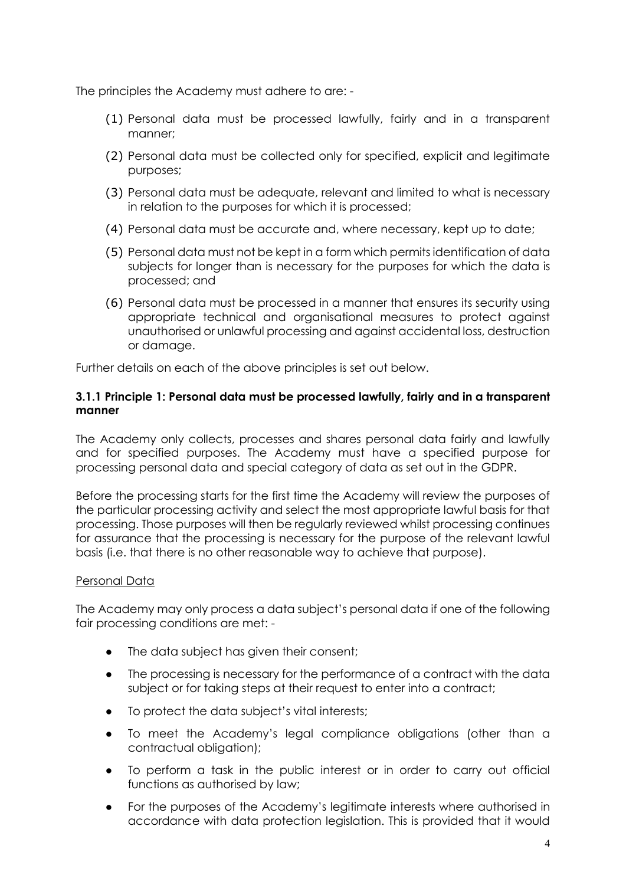The principles the Academy must adhere to are: -

(1) Personal data must be processed lawfully, fairly and in a transparent manner;

(2) Personal data must be collected only for specified, explicit and legitimate purposes;

(3) Personal data must be adequate, relevant and limited to what is necessary in relation to the purposes for which it is processed;

(4) Personal data must be accurate and, where necessary, kept up to date;

(5) Personal data must not be kept in a form which permits identification of data subjects for longer than is necessary for the purposes for which the data is processed; and

(6) Personal data must be processed in a manner that ensures its security using appropriate technical and organisational measures to protect against unauthorised or unlawful processing and against accidental loss, destruction or damage.

Further details on each of the above principles is set out below.

#### 3.1.1 Principle 1: Personal data must be processed lawfully, fairly and in a transparent manner

The Academy only collects, processes and shares personal data fairly and lawfully and for specified purposes. The Academy must have a specified purpose for processing personal data and special category of data as set out in the GDPR.

Before the processing starts for the first time the Academy will review the purposes of the particular processing activity and select the most appropriate lawful basis for that processing. Those purposes will then be regularly reviewed whilst processing continues for assurance that the processing is necessary for the purpose of the relevant lawful basis (i.e. that there is no other reasonable way to achieve that purpose).

<u>Personal Data</u>

The Academy may only process a data subject's personal data if one of the following fair processing conditions are met: -

- The data subject has given their consent;
- The processing is necessary for the performance of a contract with the data subject or for taking steps at their request to enter into a contract;
- To protect the data subject's vital interests;
- To meet the Academy's legal compliance obligations (other than a contractual obligation);
- To perform a task in the public interest or in order to carry out official functions as authorised by law;
- For the purposes of the Academy's legitimate interests where authorised in accordance with data protection legislation. This is provided that it would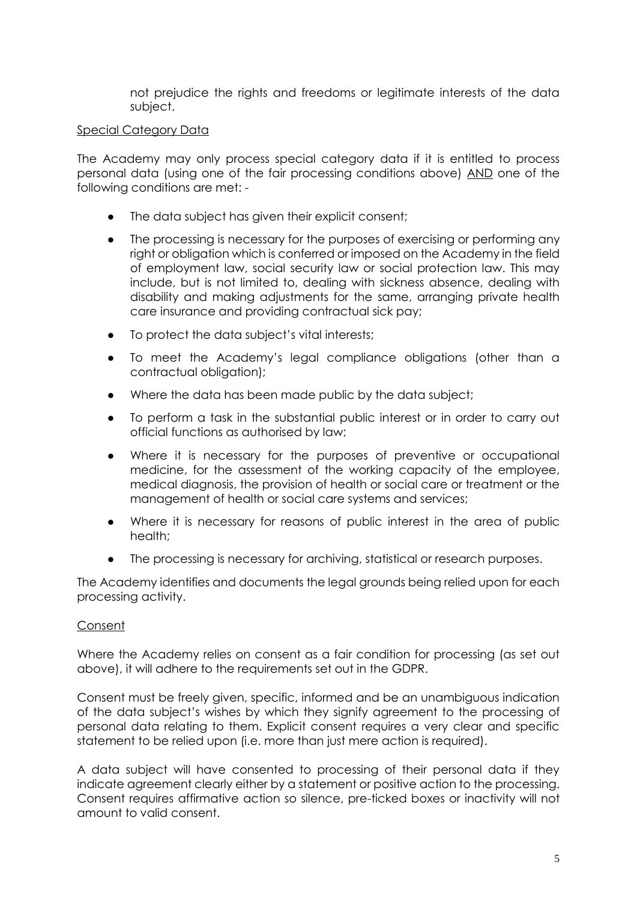not prejudice the rights and freedoms or legitimate interests of the data subject.

Special Category Data

The Academy may only process special category data if it is entitled to process personal data (using one of the fair processing conditions above) AND one of the following conditions are met: -

- The data subject has given their explicit consent;
- The processing is necessary for the purposes of exercising or performing any right or obligation which is conferred or imposed on the Academy in the field of employment law, social security law or social protection law. This may include, but is not limited to, dealing with sickness absence, dealing with disability and making adjustments for the same, arranging private health care insurance and providing contractual sick pay;
- To protect the data subject's vital interests;
- To meet the Academy's legal compliance obligations (other than a contractual obligation);
- Where the data has been made public by the data subject;
- To perform a task in the substantial public interest or in order to carry out official functions as authorised by law;
- Where it is necessary for the purposes of preventive or occupational medicine, for the assessment of the working capacity of the employee, medical diagnosis, the provision of health or social care or treatment or the management of health or social care systems and services;
- Where it is necessary for reasons of public interest in the area of public health;
- The processing is necessary for archiving, statistical or research purposes.

The Academy identifies and documents the legal grounds being relied upon for each processing activity.

Consent

Where the Academy relies on consent as a fair condition for processing (as set out above), it will adhere to the requirements set out in the GDPR.

Consent must be freely given, specific, informed and be an unambiguous indication of the data subject's wishes by which they signify agreement to the processing of personal data relating to them. Explicit consent requires a very clear and specific statement to be relied upon (i.e. more than just mere action is required).

A data subject will have consented to processing of their personal data if they indicate agreement clearly either by a statement or positive action to the processing. Consent requires affirmative action so silence, pre-ticked boxes or inactivity will not amount to valid consent.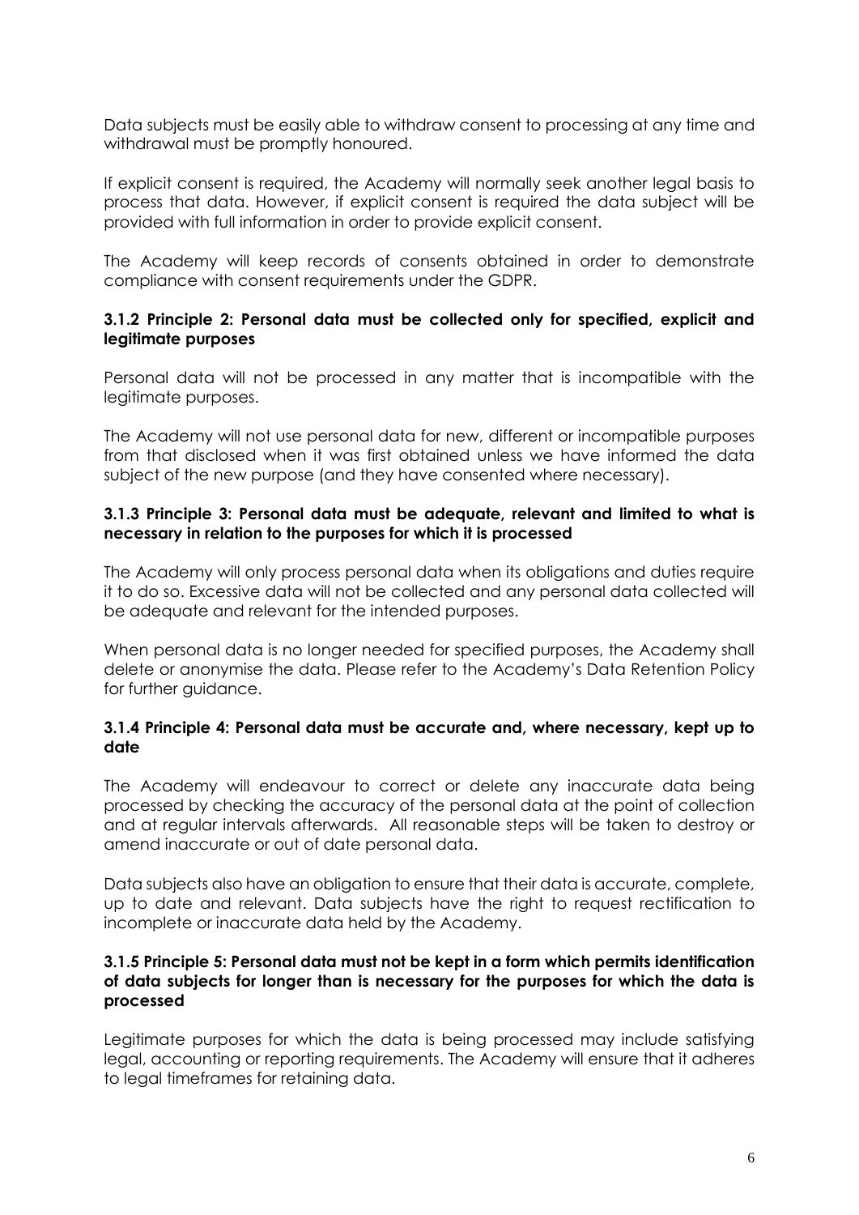Data subjects must be easily able to withdraw consent to processing at any time and withdrawal must be promptly honoured.

If explicit consent is required, the Academy will normally seek another legal basis to process that data. However, if explicit consent is required the data subject will be provided with full information in order to provide explicit consent.

The Academy will keep records of consents obtained in order to demonstrate compliance with consent requirements under the GDPR.

#### 3.1.2 Principle 2: Personal data must be collected only for specified, explicit and legitimate purposes

Personal data will not be processed in any matter that is incompatible with the legitimate purposes.

The Academy will not use personal data for new, different or incompatible purposes from that disclosed when it was first obtained unless we have informed the data subject of the new purpose (and they have consented where necessary).

#### 3.1.3 Principle 3: Personal data must be adequate, relevant and limited to what is necessary in relation to the purposes for which it is processed

The Academy will only process personal data when its obligations and duties require it to do so. Excessive data will not be collected and any personal data collected will be adequate and relevant for the intended purposes.

When personal data is no longer needed for specified purposes, the Academy shall delete or anonymise the data. Please refer to the Academy's Data Retention Policy for further guidance.

#### 3.1.4 Principle 4: Personal data must be accurate and, where necessary, kept up to date

The Academy will endeavour to correct or delete any inaccurate data being processed by checking the accuracy of the personal data at the point of collection and at regular intervals afterwards. All reasonable steps will be taken to destroy or amend inaccurate or out of date personal data.

Data subjects also have an obligation to ensure that their data is accurate, complete, up to date and relevant. Data subjects have the right to request rectification to incomplete or inaccurate data held by the Academy.

#### 3.1.5 Principle 5: Personal data must not be kept in a form which permits identification of data subjects for longer than is necessary for the purposes for which the data is processed

Legitimate purposes for which the data is being processed may include satisfying legal, accounting or reporting requirements. The Academy will ensure that it adheres to legal timeframes for retaining data.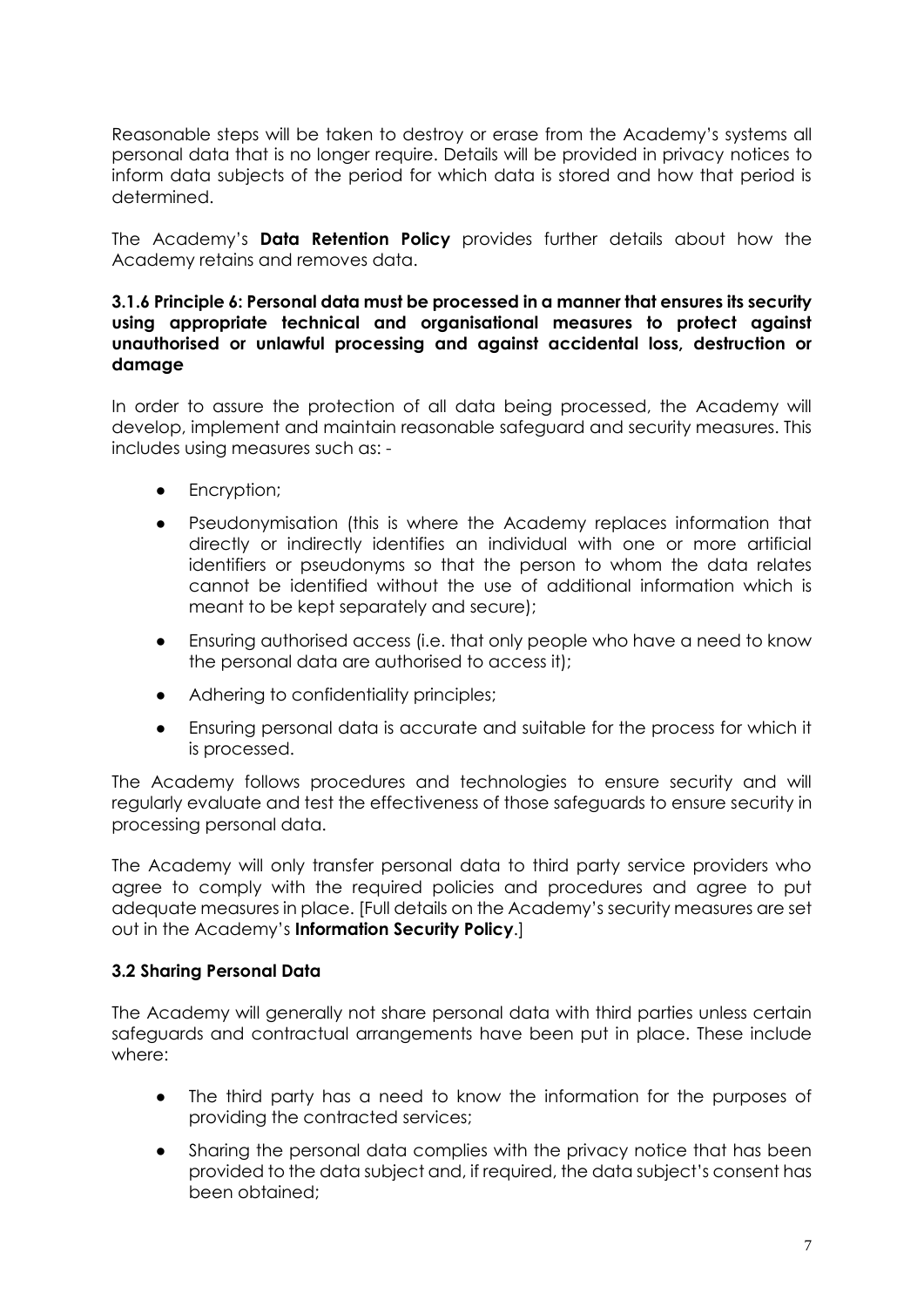Reasonable steps will be taken to destroy or erase from the Academy's systems all personal data that is no longer require. Details will be provided in privacy notices to inform data subjects of the period for which data is stored and how that period is determined.

The Academy's **Data Retention Policy** provides further details about how the Academy retains and removes data.

#### 3.1.6 Principle 6: Personal data must be processed in a manner that ensures its security using appropriate technical and organisational measures to protect against unauthorised or unlawful processing and against accidental loss, destruction or damage

In order to assure the protection of all data being processed, the Academy will develop, implement and maintain reasonable safeguard and security measures. This includes using measures such as: -

- Encryption;
- Pseudonymisation (this is where the Academy replaces information that directly or indirectly identifies an individual with one or more artificial identifiers or pseudonyms so that the person to whom the data relates cannot be identified without the use of additional information which is meant to be kept separately and secure);
- Ensuring authorised access (i.e. that only people who have a need to know the personal data are authorised to access it);
- Adhering to confidentiality principles;
- Ensuring personal data is accurate and suitable for the process for which it is processed.

The Academy follows procedures and technologies to ensure security and will regularly evaluate and test the effectiveness of those safeguards to ensure security in processing personal data.

The Academy will only transfer personal data to third party service providers who agree to comply with the required policies and procedures and agree to put adequate measures in place. [Full details on the Academy's security measures are set out in the Academy's **Information Security Policy**.]

### 3.2 Sharing Personal Data

The Academy will generally not share personal data with third parties unless certain safeguards and contractual arrangements have been put in place. These include where:

- The third party has a need to know the information for the purposes of providing the contracted services;
- Sharing the personal data complies with the privacy notice that has been provided to the data subject and, if required, the data subject's consent has been obtained;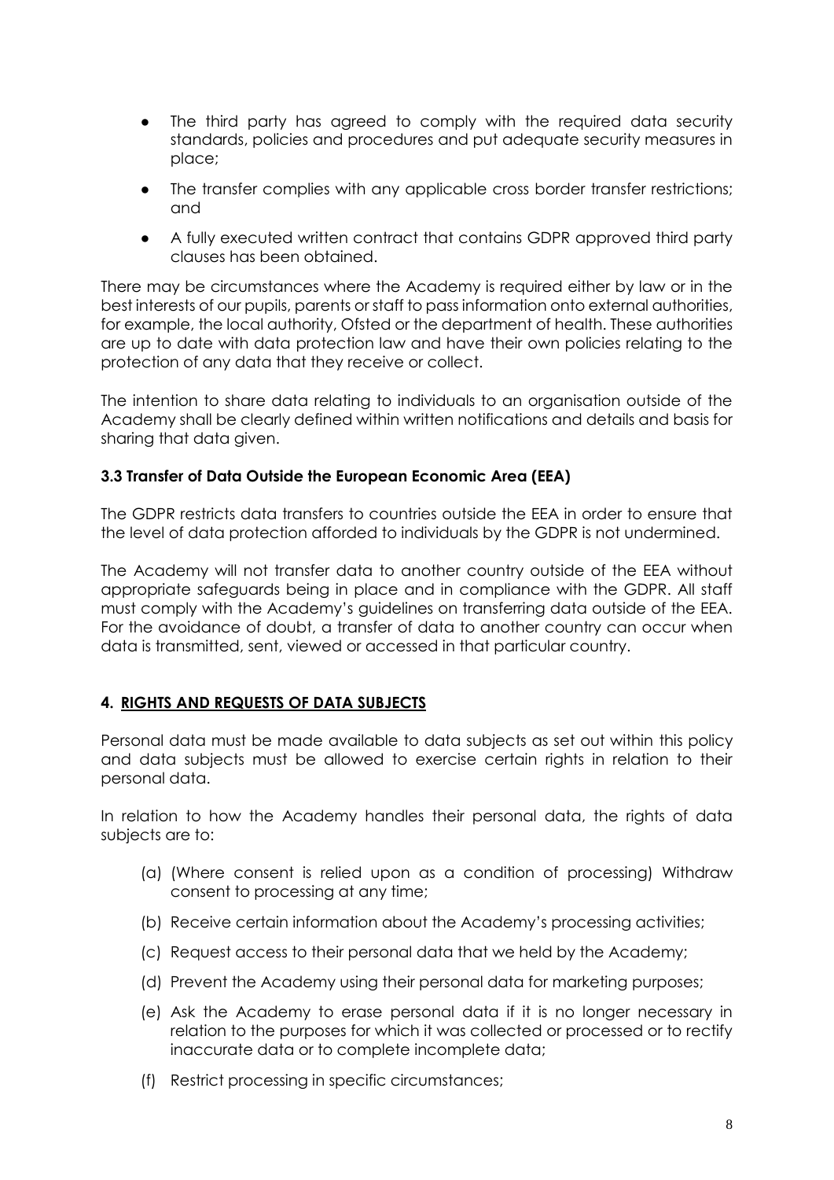- The third party has agreed to comply with the required data security standards, policies and procedures and put adequate security measures in place;
- The transfer complies with any applicable cross border transfer restrictions; and
- A fully executed written contract that contains GDPR approved third party clauses has been obtained.

There may be circumstances where the Academy is required either by law or in the best interests of our pupils, parents or staff to pass information onto external authorities, for example, the local authority, Ofsted or the department of health. These authorities are up to date with data protection law and have their own policies relating to the protection of any data that they receive or collect.

The intention to share data relating to individuals to an organisation outside of the Academy shall be clearly defined within written notifications and details and basis for sharing that data given.

### 3.3 Transfer of Data Outside the European Economic Area (EEA)

The GDPR restricts data transfers to countries outside the EEA in order to ensure that the level of data protection afforded to individuals by the GDPR is not undermined.

The Academy will not transfer data to another country outside of the EEA without appropriate safeguards being in place and in compliance with the GDPR. All staff must comply with the Academy's guidelines on transferring data outside of the EEA. For the avoidance of doubt, a transfer of data to another country can occur when data is transmitted, sent, viewed or accessed in that particular country.

## 4. RIGHTS AND REQUESTS OF DATA SUBJECTS

Personal data must be made available to data subjects as set out within this policy and data subjects must be allowed to exercise certain rights in relation to their personal data.

In relation to how the Academy handles their personal data, the rights of data subjects are to:

(a) (Where consent is relied upon as a condition of processing) Withdraw consent to processing at any time;

(b) Receive certain information about the Academy's processing activities;

(c) Request access to their personal data that we held by the Academy;

(d) Prevent the Academy using their personal data for marketing purposes;

(e) Ask the Academy to erase personal data if it is no longer necessary in relation to the purposes for which it was collected or processed or to rectify inaccurate data or to complete incomplete data;

(f) Restrict processing in specific circumstances;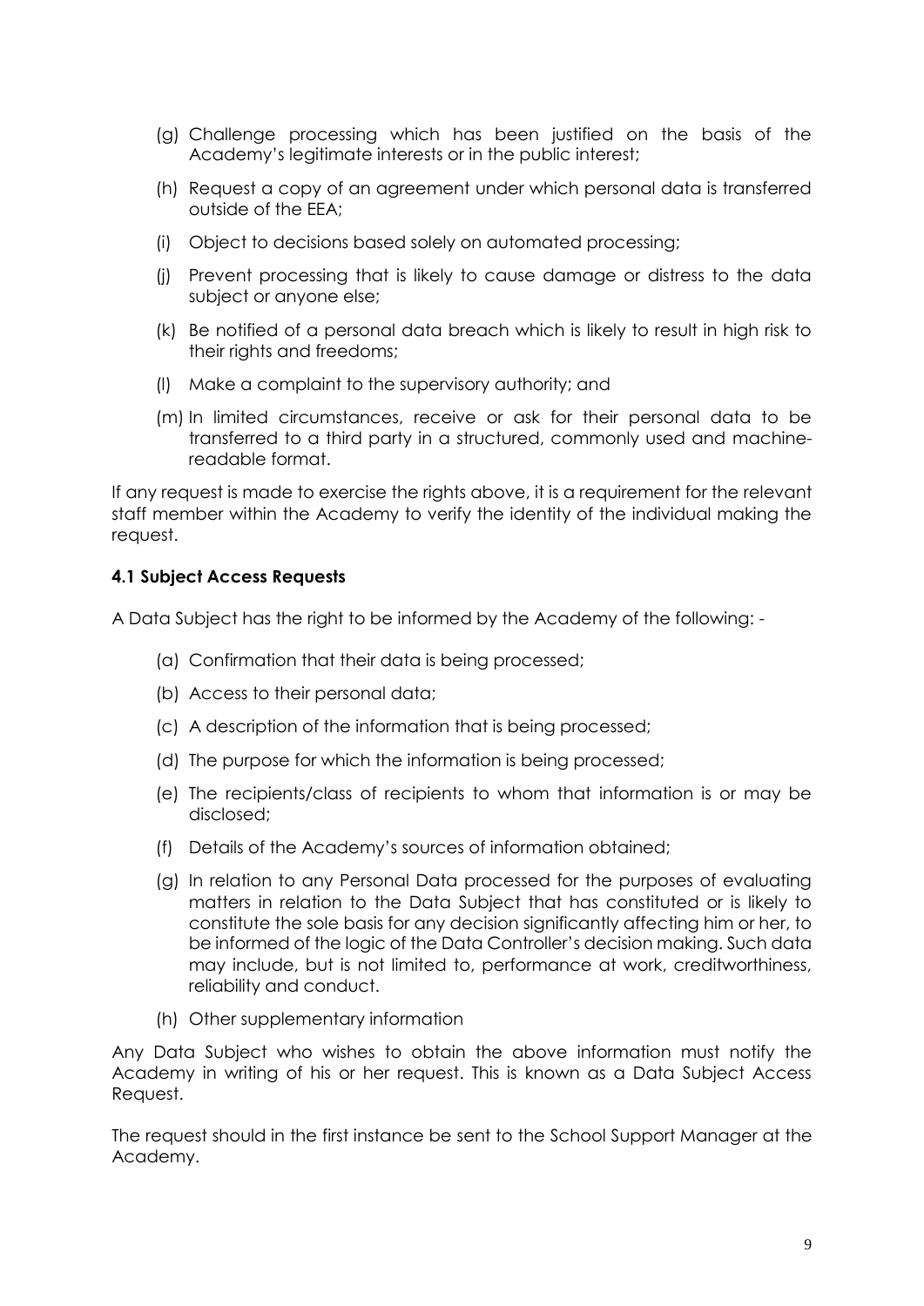(g) Challenge processing which has been justified on the basis of the Academy's legitimate interests or in the public interest;

(h) Request a copy of an agreement under which personal data is transferred outside of the EEA;

(i) Object to decisions based solely on automated processing;

(j) Prevent processing that is likely to cause damage or distress to the data subject or anyone else;

(k) Be notified of a personal data breach which is likely to result in high risk to their rights and freedoms;

(l) Make a complaint to the supervisory authority; and

(m) In limited circumstances, receive or ask for their personal data to be transferred to a third party in a structured, commonly used and machine-readable format.

If any request is made to exercise the rights above, it is a requirement for the relevant staff member within the Academy to verify the identity of the individual making the request.

**4.1 Subject Access Requests**

A Data Subject has the right to be informed by the Academy of the following: -

(a) Confirmation that their data is being processed;

(b) Access to their personal data;

(c) A description of the information that is being processed;

(d) The purpose for which the information is being processed;

(e) The recipients/class of recipients to whom that information is or may be disclosed;

(f) Details of the Academy's sources of information obtained;

(g) In relation to any Personal Data processed for the purposes of evaluating matters in relation to the Data Subject that has constituted or is likely to constitute the sole basis for any decision significantly affecting him or her, to be informed of the logic of the Data Controller's decision making. Such data may include, but is not limited to, performance at work, creditworthiness, reliability and conduct.

(h) Other supplementary information

Any Data Subject who wishes to obtain the above information must notify the Academy in writing of his or her request. This is known as a Data Subject Access Request.

The request should in the first instance be sent to the School Support Manager at the Academy.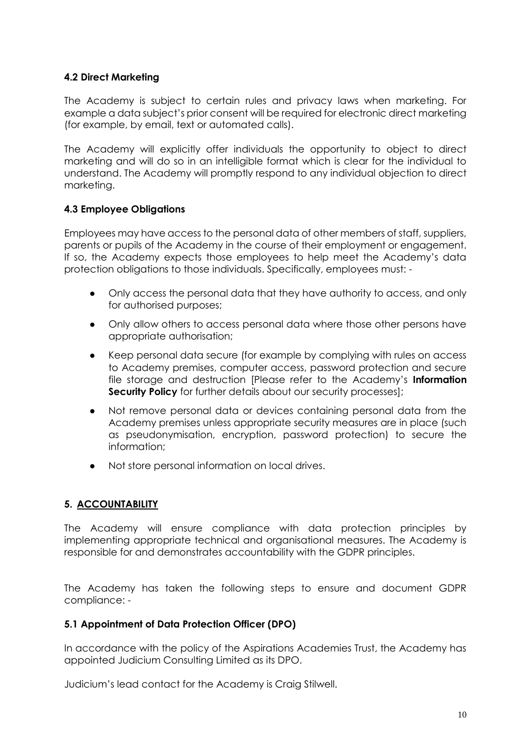### 4.2 Direct Marketing

The Academy is subject to certain rules and privacy laws when marketing. For example a data subject's prior consent will be required for electronic direct marketing (for example, by email, text or automated calls).

The Academy will explicitly offer individuals the opportunity to object to direct marketing and will do so in an intelligible format which is clear for the individual to understand. The Academy will promptly respond to any individual objection to direct marketing.

### 4.3 Employee Obligations

Employees may have access to the personal data of other members of staff, suppliers, parents or pupils of the Academy in the course of their employment or engagement. If so, the Academy expects those employees to help meet the Academy's data protection obligations to those individuals. Specifically, employees must: -

- Only access the personal data that they have authority to access, and only for authorised purposes;
- Only allow others to access personal data where those other persons have appropriate authorisation;
- Keep personal data secure (for example by complying with rules on access to Academy premises, computer access, password protection and secure file storage and destruction [Please refer to the Academy's **Information Security Policy** for further details about our security processes];
- Not remove personal data or devices containing personal data from the Academy premises unless appropriate security measures are in place (such as pseudonymisation, encryption, password protection) to secure the information;
- Not store personal information on local drives.

## 5. ACCOUNTABILITY

The Academy will ensure compliance with data protection principles by implementing appropriate technical and organisational measures. The Academy is responsible for and demonstrates accountability with the GDPR principles.

The Academy has taken the following steps to ensure and document GDPR compliance: -

### 5.1 Appointment of Data Protection Officer (DPO)

In accordance with the policy of the Aspirations Academies Trust, the Academy has appointed Judicium Consulting Limited as its DPO.

Judicium's lead contact for the Academy is Craig Stilwell.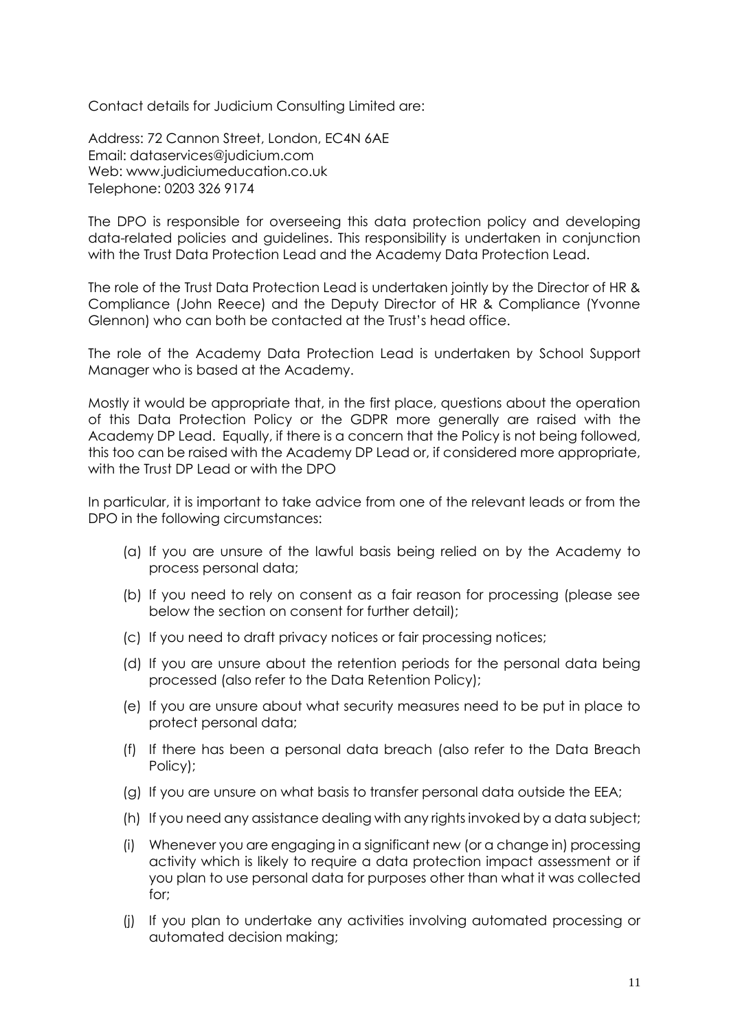Contact details for Judicium Consulting Limited are:

Address: 72 Cannon Street, London, EC4N 6AE
Email: dataservices@judicium.com
Web: www.judiciumeducation.co.uk
Telephone: 0203 326 9174

The DPO is responsible for overseeing this data protection policy and developing data-related policies and guidelines. This responsibility is undertaken in conjunction with the Trust Data Protection Lead and the Academy Data Protection Lead.

The role of the Trust Data Protection Lead is undertaken jointly by the Director of HR & Compliance (John Reece) and the Deputy Director of HR & Compliance (Yvonne Glennon) who can both be contacted at the Trust's head office.

The role of the Academy Data Protection Lead is undertaken by School Support Manager who is based at the Academy.

Mostly it would be appropriate that, in the first place, questions about the operation of this Data Protection Policy or the GDPR more generally are raised with the Academy DP Lead. Equally, if there is a concern that the Policy is not being followed, this too can be raised with the Academy DP Lead or, if considered more appropriate, with the Trust DP Lead or with the DPO

In particular, it is important to take advice from one of the relevant leads or from the DPO in the following circumstances:

(a) If you are unsure of the lawful basis being relied on by the Academy to process personal data;

(b) If you need to rely on consent as a fair reason for processing (please see below the section on consent for further detail);

(c) If you need to draft privacy notices or fair processing notices;

(d) If you are unsure about the retention periods for the personal data being processed (also refer to the Data Retention Policy);

(e) If you are unsure about what security measures need to be put in place to protect personal data;

(f) If there has been a personal data breach (also refer to the Data Breach Policy);

(g) If you are unsure on what basis to transfer personal data outside the EEA;

(h) If you need any assistance dealing with any rights invoked by a data subject;

(i) Whenever you are engaging in a significant new (or a change in) processing activity which is likely to require a data protection impact assessment or if you plan to use personal data for purposes other than what it was collected for;

(j) If you plan to undertake any activities involving automated processing or automated decision making;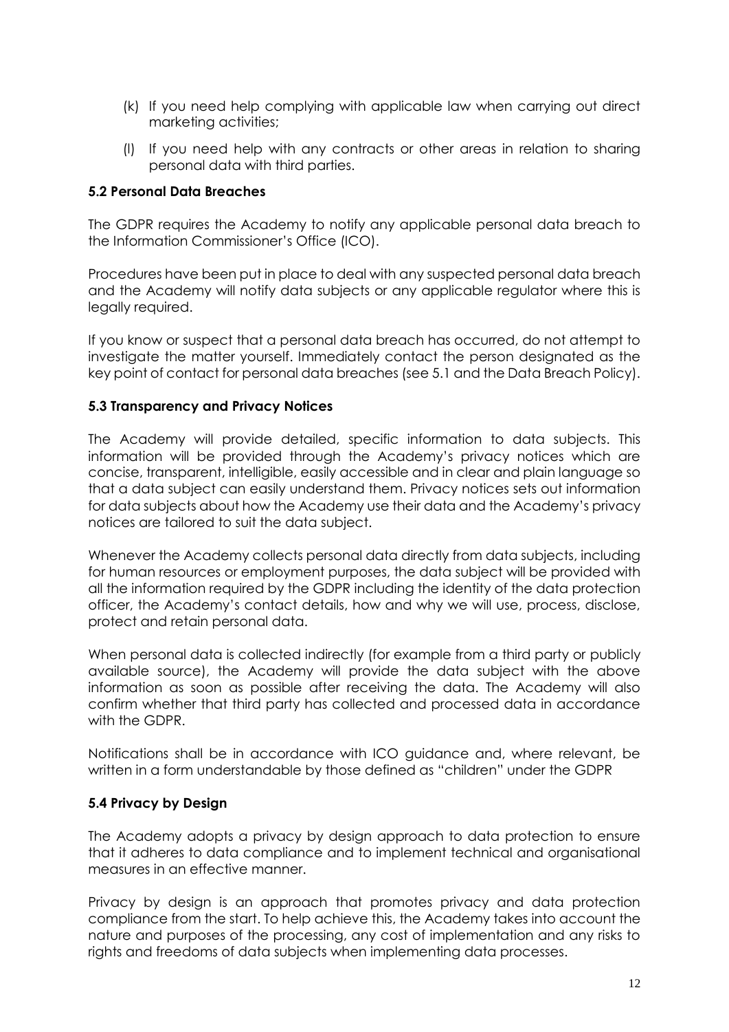(k) If you need help complying with applicable law when carrying out direct marketing activities;

(l) If you need help with any contracts or other areas in relation to sharing personal data with third parties.

### 5.2 Personal Data Breaches

The GDPR requires the Academy to notify any applicable personal data breach to the Information Commissioner's Office (ICO).

Procedures have been put in place to deal with any suspected personal data breach and the Academy will notify data subjects or any applicable regulator where this is legally required.

If you know or suspect that a personal data breach has occurred, do not attempt to investigate the matter yourself. Immediately contact the person designated as the key point of contact for personal data breaches (see 5.1 and the Data Breach Policy).

### 5.3 Transparency and Privacy Notices

The Academy will provide detailed, specific information to data subjects. This information will be provided through the Academy's privacy notices which are concise, transparent, intelligible, easily accessible and in clear and plain language so that a data subject can easily understand them. Privacy notices sets out information for data subjects about how the Academy use their data and the Academy's privacy notices are tailored to suit the data subject.

Whenever the Academy collects personal data directly from data subjects, including for human resources or employment purposes, the data subject will be provided with all the information required by the GDPR including the identity of the data protection officer, the Academy's contact details, how and why we will use, process, disclose, protect and retain personal data.

When personal data is collected indirectly (for example from a third party or publicly available source), the Academy will provide the data subject with the above information as soon as possible after receiving the data. The Academy will also confirm whether that third party has collected and processed data in accordance with the GDPR.

Notifications shall be in accordance with ICO guidance and, where relevant, be written in a form understandable by those defined as "children" under the GDPR

### 5.4 Privacy by Design

The Academy adopts a privacy by design approach to data protection to ensure that it adheres to data compliance and to implement technical and organisational measures in an effective manner.

Privacy by design is an approach that promotes privacy and data protection compliance from the start. To help achieve this, the Academy takes into account the nature and purposes of the processing, any cost of implementation and any risks to rights and freedoms of data subjects when implementing data processes.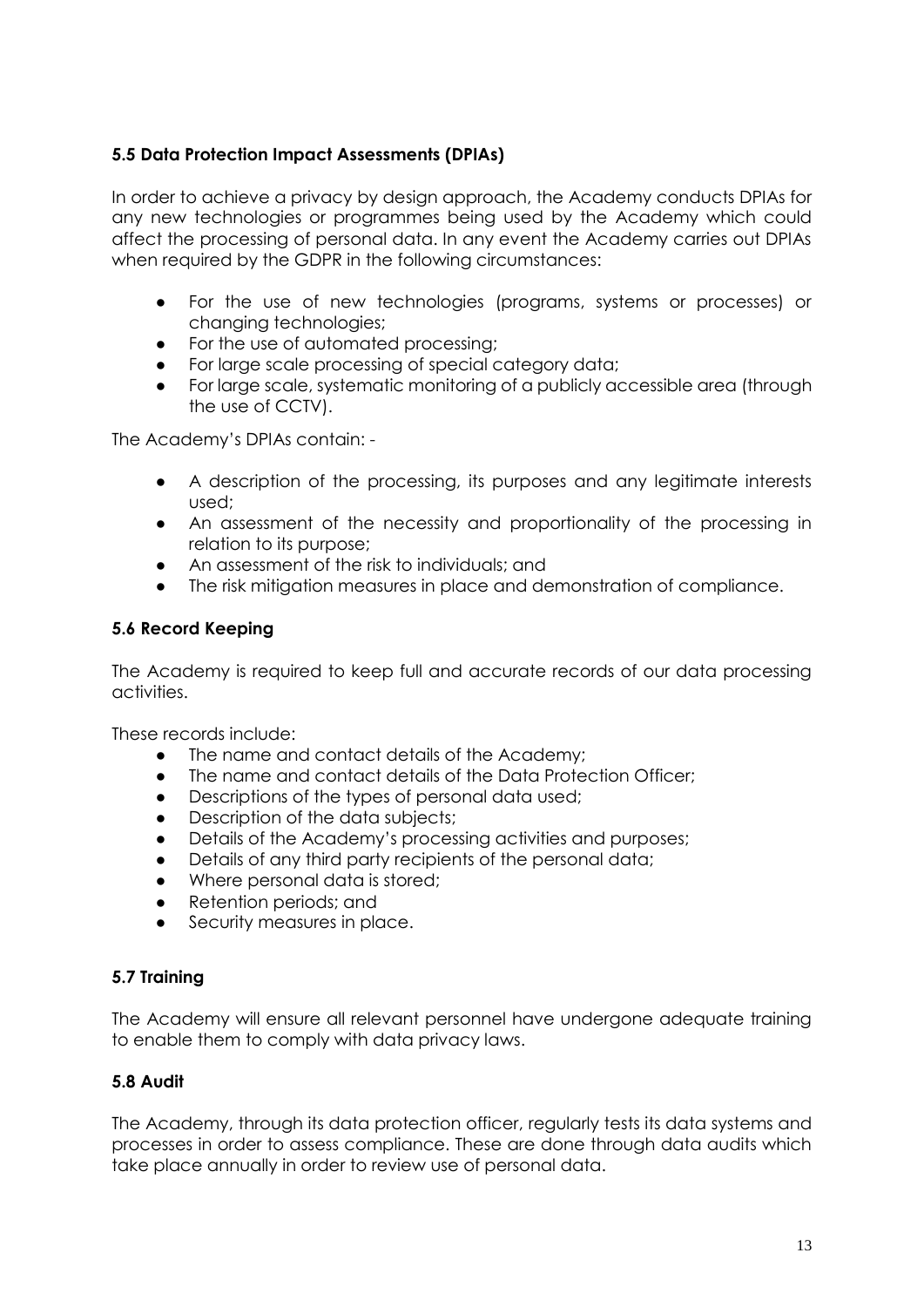### 5.5 Data Protection Impact Assessments (DPIAs)

In order to achieve a privacy by design approach, the Academy conducts DPIAs for any new technologies or programmes being used by the Academy which could affect the processing of personal data. In any event the Academy carries out DPIAs when required by the GDPR in the following circumstances:

- For the use of new technologies (programs, systems or processes) or changing technologies;
- For the use of automated processing;
- For large scale processing of special category data;
- For large scale, systematic monitoring of a publicly accessible area (through the use of CCTV).

The Academy's DPIAs contain: -

- A description of the processing, its purposes and any legitimate interests used;
- An assessment of the necessity and proportionality of the processing in relation to its purpose;
- An assessment of the risk to individuals; and
- The risk mitigation measures in place and demonstration of compliance.

### 5.6 Record Keeping

The Academy is required to keep full and accurate records of our data processing activities.

These records include:

- The name and contact details of the Academy;
- The name and contact details of the Data Protection Officer;
- Descriptions of the types of personal data used;
- Description of the data subjects;
- Details of the Academy's processing activities and purposes;
- Details of any third party recipients of the personal data;
- Where personal data is stored;
- Retention periods; and
- Security measures in place.

### 5.7 Training

The Academy will ensure all relevant personnel have undergone adequate training to enable them to comply with data privacy laws.

### 5.8 Audit

The Academy, through its data protection officer, regularly tests its data systems and processes in order to assess compliance. These are done through data audits which take place annually in order to review use of personal data.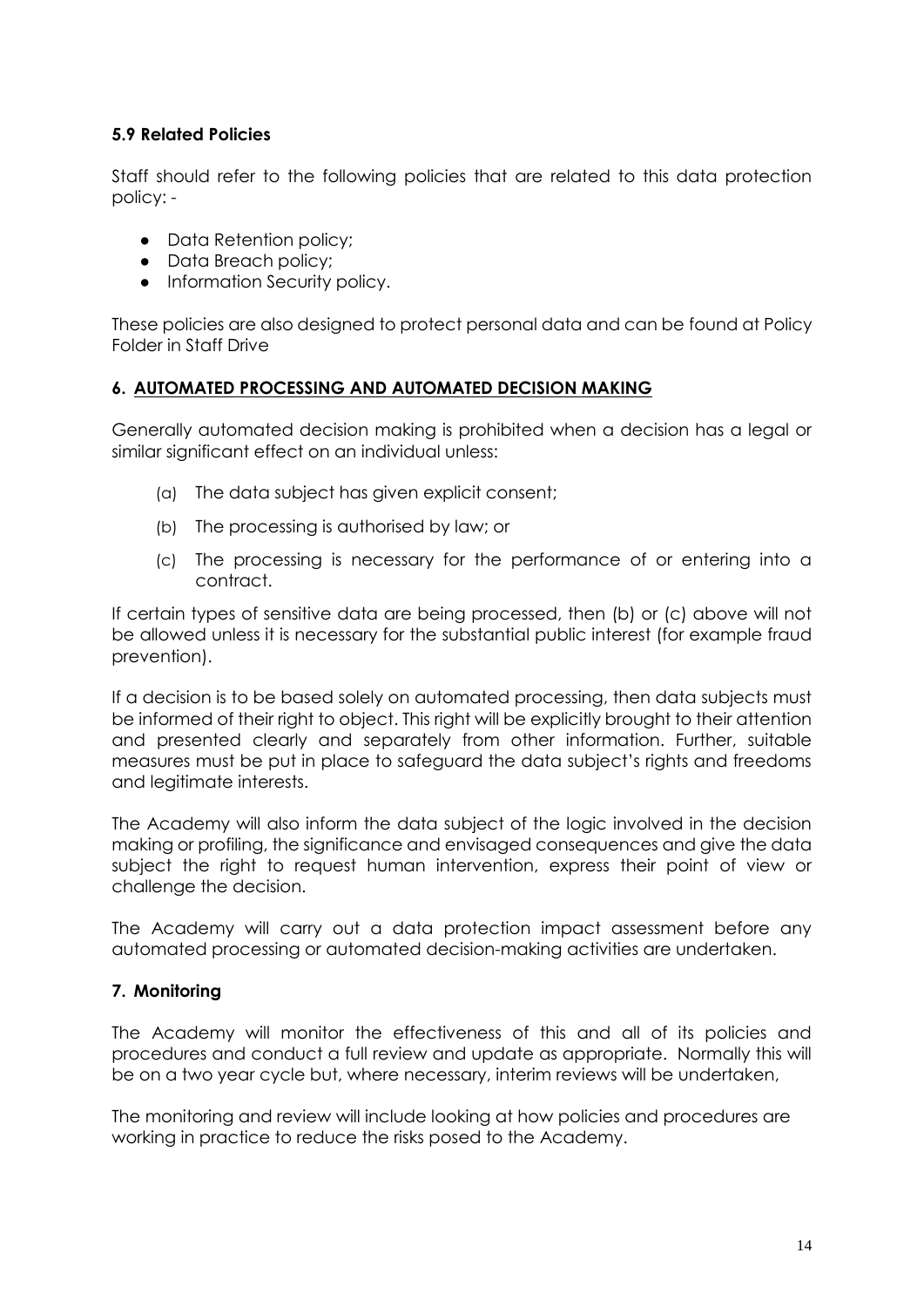### 5.9 Related Policies

Staff should refer to the following policies that are related to this data protection policy: -

- Data Retention policy;
- Data Breach policy;
- Information Security policy.

These policies are also designed to protect personal data and can be found at Policy Folder in Staff Drive

## 6. AUTOMATED PROCESSING AND AUTOMATED DECISION MAKING

Generally automated decision making is prohibited when a decision has a legal or similar significant effect on an individual unless:

(a) The data subject has given explicit consent;

(b) The processing is authorised by law; or

(c) The processing is necessary for the performance of or entering into a contract.

If certain types of sensitive data are being processed, then (b) or (c) above will not be allowed unless it is necessary for the substantial public interest (for example fraud prevention).

If a decision is to be based solely on automated processing, then data subjects must be informed of their right to object. This right will be explicitly brought to their attention and presented clearly and separately from other information. Further, suitable measures must be put in place to safeguard the data subject's rights and freedoms and legitimate interests.

The Academy will also inform the data subject of the logic involved in the decision making or profiling, the significance and envisaged consequences and give the data subject the right to request human intervention, express their point of view or challenge the decision.

The Academy will carry out a data protection impact assessment before any automated processing or automated decision-making activities are undertaken.

## 7. Monitoring

The Academy will monitor the effectiveness of this and all of its policies and procedures and conduct a full review and update as appropriate. Normally this will be on a two year cycle but, where necessary, interim reviews will be undertaken,

The monitoring and review will include looking at how policies and procedures are working in practice to reduce the risks posed to the Academy.